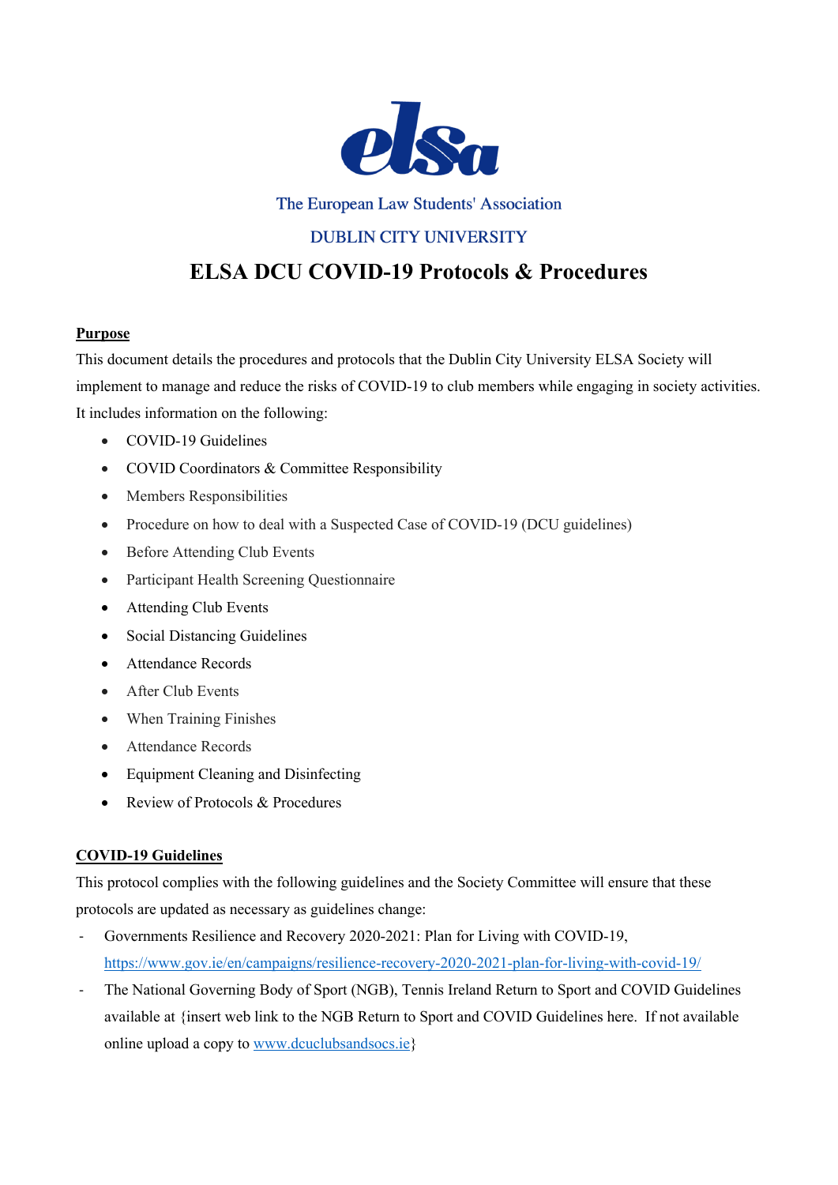elsa

The European Law Students' Association

DUBLIN CITY UNIVERSITY

# ELSA DCU COVID-19 Protocols & Procedures

## Purpose

This document details the procedures and protocols that the Dublin City University ELSA Society will implement to manage and reduce the risks of COVID-19 to club members while engaging in society activities. It includes information on the following:

- COVID-19 Guidelines
- COVID Coordinators & Committee Responsibility
- Members Responsibilities
- Procedure on how to deal with a Suspected Case of COVID-19 (DCU guidelines)
- Before Attending Club Events
- Participant Health Screening Questionnaire
- Attending Club Events
- Social Distancing Guidelines
- Attendance Records
- After Club Events
- When Training Finishes
- Attendance Records
- Equipment Cleaning and Disinfecting
- Review of Protocols & Procedures

## COVID-19 Guidelines

This protocol complies with the following guidelines and the Society Committee will ensure that these protocols are updated as necessary as guidelines change:

- Governments Resilience and Recovery 2020-2021: Plan for Living with COVID-19, https://www.gov.ie/en/campaigns/resilience-recovery-2020-2021-plan-for-living-with-covid-19/
- The National Governing Body of Sport (NGB), Tennis Ireland Return to Sport and COVID Guidelines available at {insert web link to the NGB Return to Sport and COVID Guidelines here. If not available online upload a copy to www.dcuclubsandsocs.ie}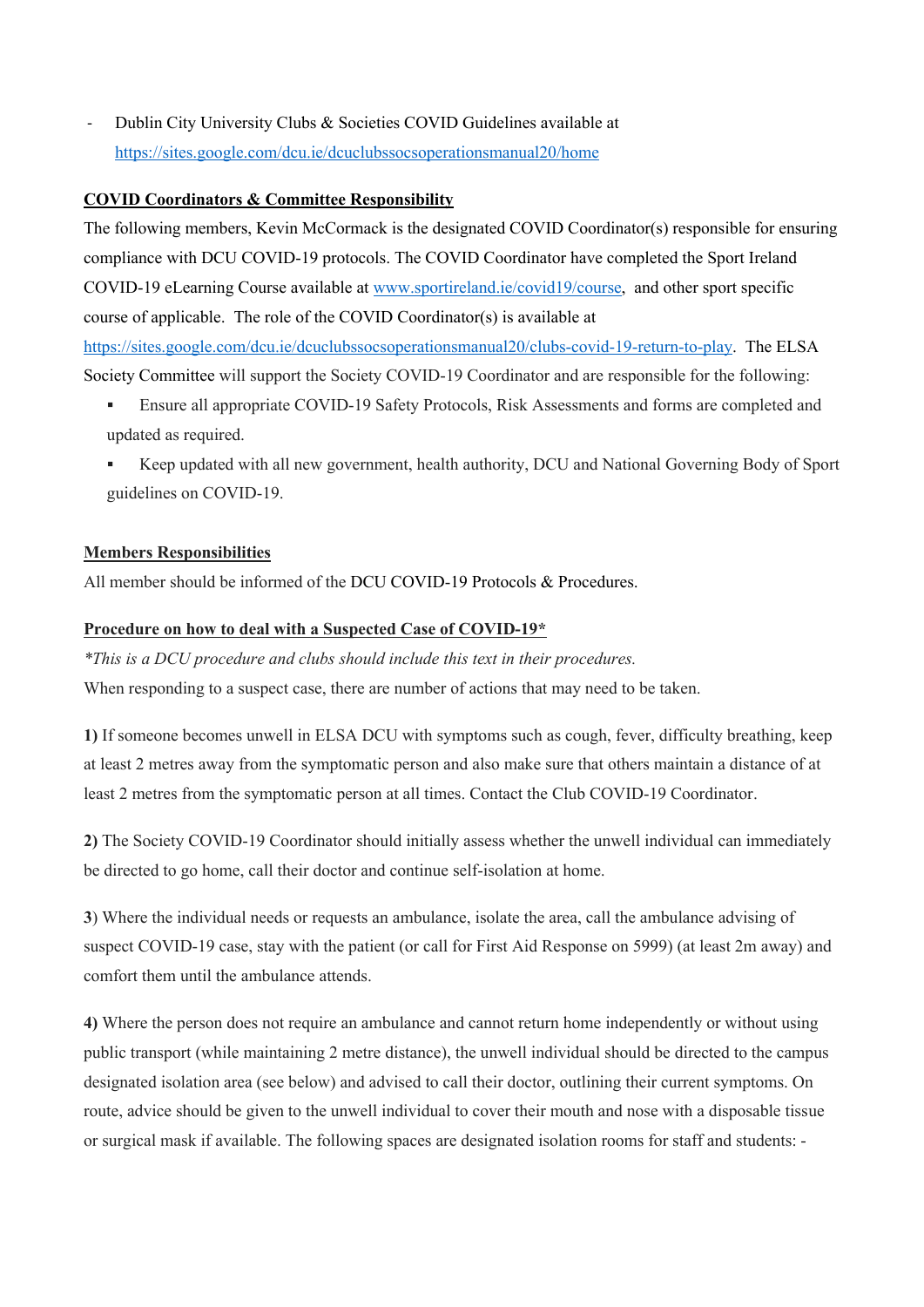- Dublin City University Clubs & Societies COVID Guidelines available at https://sites.google.com/dcu.ie/dcuclubssocsoperationsmanual20/home

**COVID Coordinators & Committee Responsibility**

The following members, Kevin McCormack is the designated COVID Coordinator(s) responsible for ensuring compliance with DCU COVID-19 protocols. The COVID Coordinator have completed the Sport Ireland COVID-19 eLearning Course available at www.sportireland.ie/covid19/course, and other sport specific course of applicable. The role of the COVID Coordinator(s) is available at https://sites.google.com/dcu.ie/dcuclubssocsoperationsmanual20/clubs-covid-19-return-to-play. The ELSA Society Committee will support the Society COVID-19 Coordinator and are responsible for the following:

- Ensure all appropriate COVID-19 Safety Protocols, Risk Assessments and forms are completed and updated as required.
- Keep updated with all new government, health authority, DCU and National Governing Body of Sport guidelines on COVID-19.

**Members Responsibilities**

All member should be informed of the DCU COVID-19 Protocols & Procedures.

**Procedure on how to deal with a Suspected Case of COVID-19***

*\*This is a DCU procedure and clubs should include this text in their procedures.*

When responding to a suspect case, there are number of actions that may need to be taken.

**1)** If someone becomes unwell in ELSA DCU with symptoms such as cough, fever, difficulty breathing, keep at least 2 metres away from the symptomatic person and also make sure that others maintain a distance of at least 2 metres from the symptomatic person at all times. Contact the Club COVID-19 Coordinator.

**2)** The Society COVID-19 Coordinator should initially assess whether the unwell individual can immediately be directed to go home, call their doctor and continue self-isolation at home.

**3**) Where the individual needs or requests an ambulance, isolate the area, call the ambulance advising of suspect COVID-19 case, stay with the patient (or call for First Aid Response on 5999) (at least 2m away) and comfort them until the ambulance attends.

**4)** Where the person does not require an ambulance and cannot return home independently or without using public transport (while maintaining 2 metre distance), the unwell individual should be directed to the campus designated isolation area (see below) and advised to call their doctor, outlining their current symptoms. On route, advice should be given to the unwell individual to cover their mouth and nose with a disposable tissue or surgical mask if available. The following spaces are designated isolation rooms for staff and students: -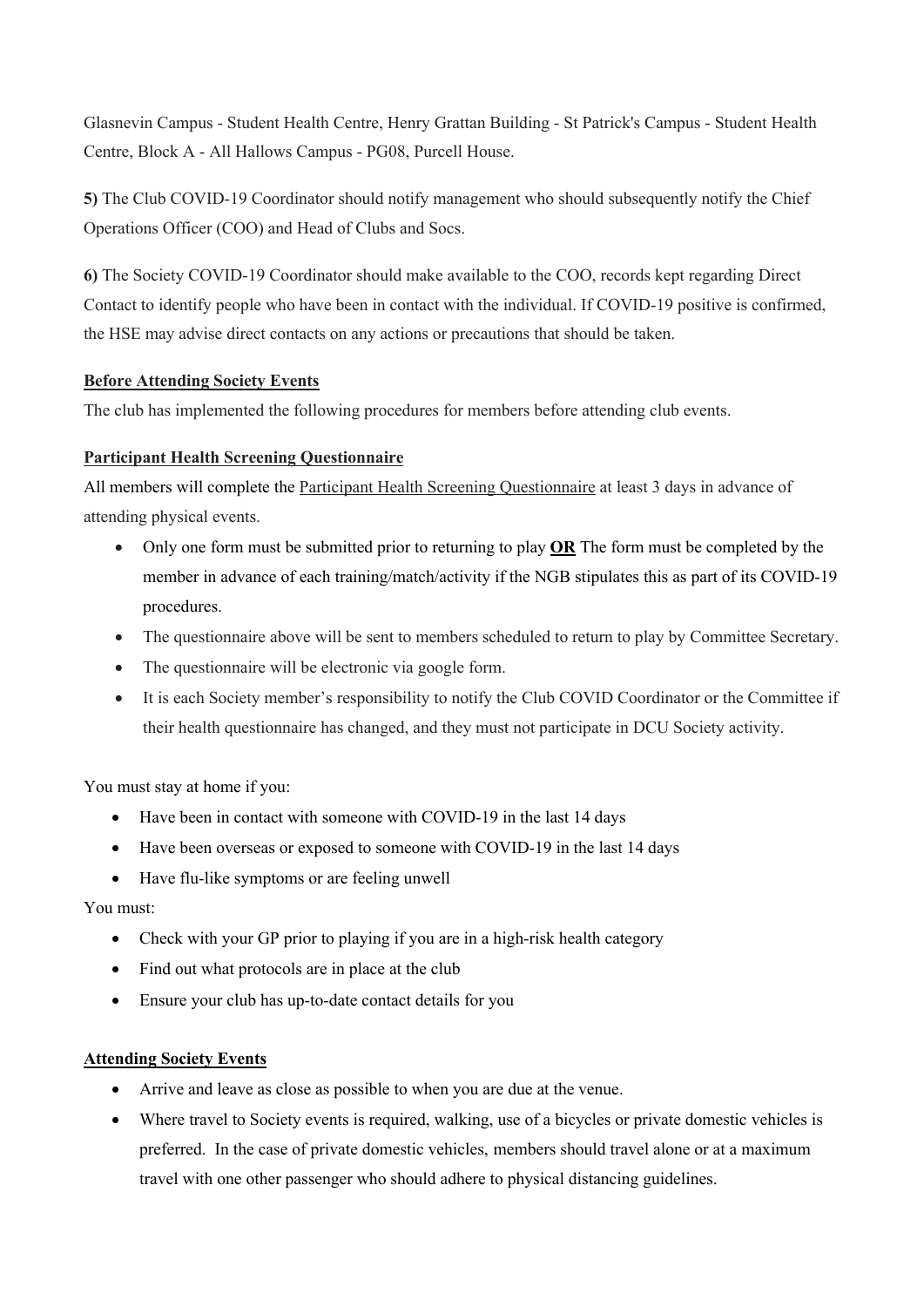Glasnevin Campus - Student Health Centre, Henry Grattan Building - St Patrick's Campus - Student Health Centre, Block A - All Hallows Campus - PG08, Purcell House.

**5)** The Club COVID-19 Coordinator should notify management who should subsequently notify the Chief Operations Officer (COO) and Head of Clubs and Socs.

**6)** The Society COVID-19 Coordinator should make available to the COO, records kept regarding Direct Contact to identify people who have been in contact with the individual. If COVID-19 positive is confirmed, the HSE may advise direct contacts on any actions or precautions that should be taken.

**<u>Before Attending Society Events</u>**

The club has implemented the following procedures for members before attending club events.

**<u>Participant Health Screening Questionnaire</u>**

All members will complete the <u>Participant Health Screening Questionnaire</u> at least 3 days in advance of attending physical events.

- Only one form must be submitted prior to returning to play **<u>OR</u>** The form must be completed by the member in advance of each training/match/activity if the NGB stipulates this as part of its COVID-19 procedures.
- The questionnaire above will be sent to members scheduled to return to play by Committee Secretary.
- The questionnaire will be electronic via google form.
- It is each Society member's responsibility to notify the Club COVID Coordinator or the Committee if their health questionnaire has changed, and they must not participate in DCU Society activity.

You must stay at home if you:

- Have been in contact with someone with COVID-19 in the last 14 days
- Have been overseas or exposed to someone with COVID-19 in the last 14 days
- Have flu-like symptoms or are feeling unwell

You must:

- Check with your GP prior to playing if you are in a high-risk health category
- Find out what protocols are in place at the club
- Ensure your club has up-to-date contact details for you

**<u>Attending Society Events</u>**

- Arrive and leave as close as possible to when you are due at the venue.
- Where travel to Society events is required, walking, use of a bicycles or private domestic vehicles is preferred. In the case of private domestic vehicles, members should travel alone or at a maximum travel with one other passenger who should adhere to physical distancing guidelines.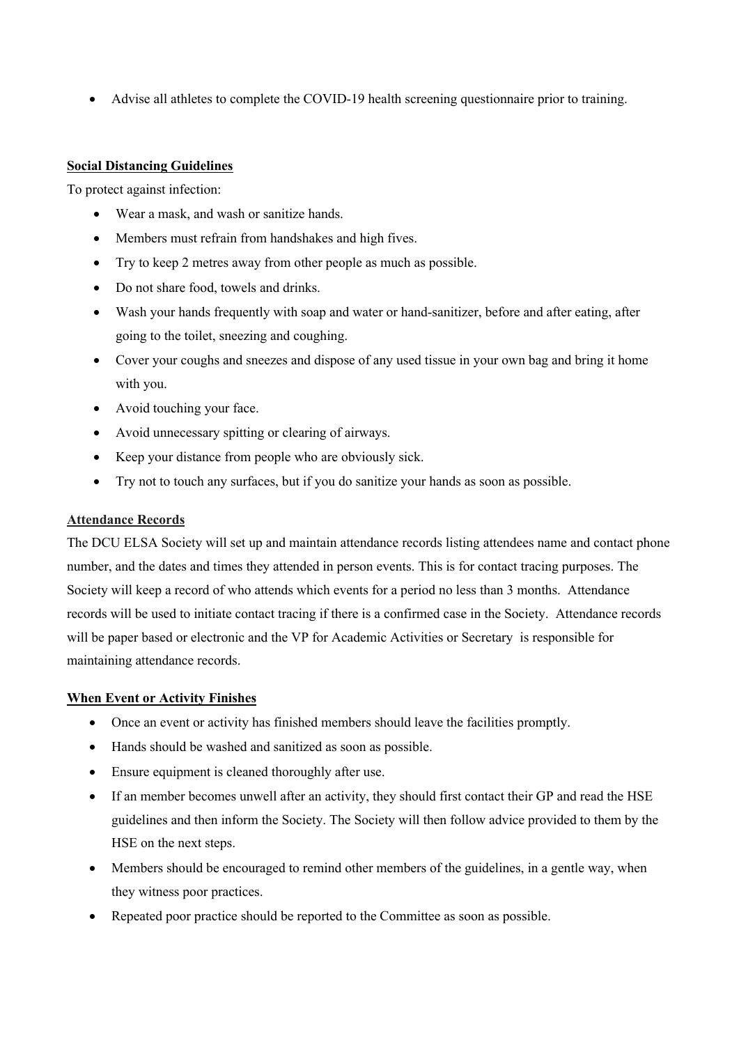- Advise all athletes to complete the COVID-19 health screening questionnaire prior to training.

**Social Distancing Guidelines**

To protect against infection:

- Wear a mask, and wash or sanitize hands.
- Members must refrain from handshakes and high fives.
- Try to keep 2 metres away from other people as much as possible.
- Do not share food, towels and drinks.
- Wash your hands frequently with soap and water or hand-sanitizer, before and after eating, after going to the toilet, sneezing and coughing.
- Cover your coughs and sneezes and dispose of any used tissue in your own bag and bring it home with you.
- Avoid touching your face.
- Avoid unnecessary spitting or clearing of airways.
- Keep your distance from people who are obviously sick.
- Try not to touch any surfaces, but if you do sanitize your hands as soon as possible.

**Attendance Records**

The DCU ELSA Society will set up and maintain attendance records listing attendees name and contact phone number, and the dates and times they attended in person events. This is for contact tracing purposes. The Society will keep a record of who attends which events for a period no less than 3 months. Attendance records will be used to initiate contact tracing if there is a confirmed case in the Society. Attendance records will be paper based or electronic and the VP for Academic Activities or Secretary is responsible for maintaining attendance records.

**When Event or Activity Finishes**

- Once an event or activity has finished members should leave the facilities promptly.
- Hands should be washed and sanitized as soon as possible.
- Ensure equipment is cleaned thoroughly after use.
- If an member becomes unwell after an activity, they should first contact their GP and read the HSE guidelines and then inform the Society. The Society will then follow advice provided to them by the HSE on the next steps.
- Members should be encouraged to remind other members of the guidelines, in a gentle way, when they witness poor practices.
- Repeated poor practice should be reported to the Committee as soon as possible.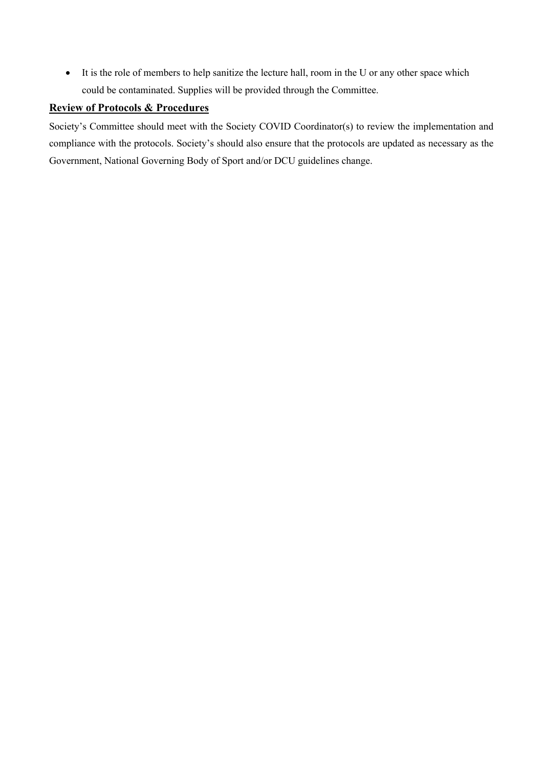- It is the role of members to help sanitize the lecture hall, room in the U or any other space which could be contaminated. Supplies will be provided through the Committee.

## Review of Protocols & Procedures

Society's Committee should meet with the Society COVID Coordinator(s) to review the implementation and compliance with the protocols. Society's should also ensure that the protocols are updated as necessary as the Government, National Governing Body of Sport and/or DCU guidelines change.